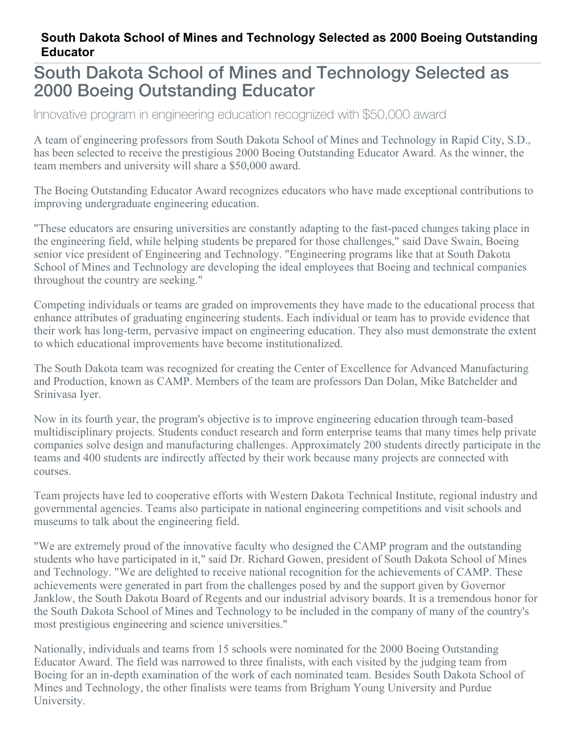**South Dakota School of Mines and Technology Selected as 2000 Boeing Outstanding Educator**

# South Dakota School of Mines and Technology Selected as 2000 Boeing Outstanding Educator

## Innovative program in engineering education recognized with $50,000 award

A team of engineering professors from South Dakota School of Mines and Technology in Rapid City, S.D., has been selected to receive the prestigious 2000 Boeing Outstanding Educator Award. As the winner, the team members and university will share a $50,000 award.

The Boeing Outstanding Educator Award recognizes educators who have made exceptional contributions to improving undergraduate engineering education.

"These educators are ensuring universities are constantly adapting to the fast-paced changes taking place in the engineering field, while helping students be prepared for those challenges," said Dave Swain, Boeing senior vice president of Engineering and Technology. "Engineering programs like that at South Dakota School of Mines and Technology are developing the ideal employees that Boeing and technical companies throughout the country are seeking."

Competing individuals or teams are graded on improvements they have made to the educational process that enhance attributes of graduating engineering students. Each individual or team has to provide evidence that their work has long-term, pervasive impact on engineering education. They also must demonstrate the extent to which educational improvements have become institutionalized.

The South Dakota team was recognized for creating the Center of Excellence for Advanced Manufacturing and Production, known as CAMP. Members of the team are professors Dan Dolan, Mike Batchelder and Srinivasa Iyer.

Now in its fourth year, the program's objective is to improve engineering education through team-based multidisciplinary projects. Students conduct research and form enterprise teams that many times help private companies solve design and manufacturing challenges. Approximately 200 students directly participate in the teams and 400 students are indirectly affected by their work because many projects are connected with courses.

Team projects have led to cooperative efforts with Western Dakota Technical Institute, regional industry and governmental agencies. Teams also participate in national engineering competitions and visit schools and museums to talk about the engineering field.

"We are extremely proud of the innovative faculty who designed the CAMP program and the outstanding students who have participated in it," said Dr. Richard Gowen, president of South Dakota School of Mines and Technology. "We are delighted to receive national recognition for the achievements of CAMP. These achievements were generated in part from the challenges posed by and the support given by Governor Janklow, the South Dakota Board of Regents and our industrial advisory boards. It is a tremendous honor for the South Dakota School of Mines and Technology to be included in the company of many of the country's most prestigious engineering and science universities."

Nationally, individuals and teams from 15 schools were nominated for the 2000 Boeing Outstanding Educator Award. The field was narrowed to three finalists, with each visited by the judging team from Boeing for an in-depth examination of the work of each nominated team. Besides South Dakota School of Mines and Technology, the other finalists were teams from Brigham Young University and Purdue University.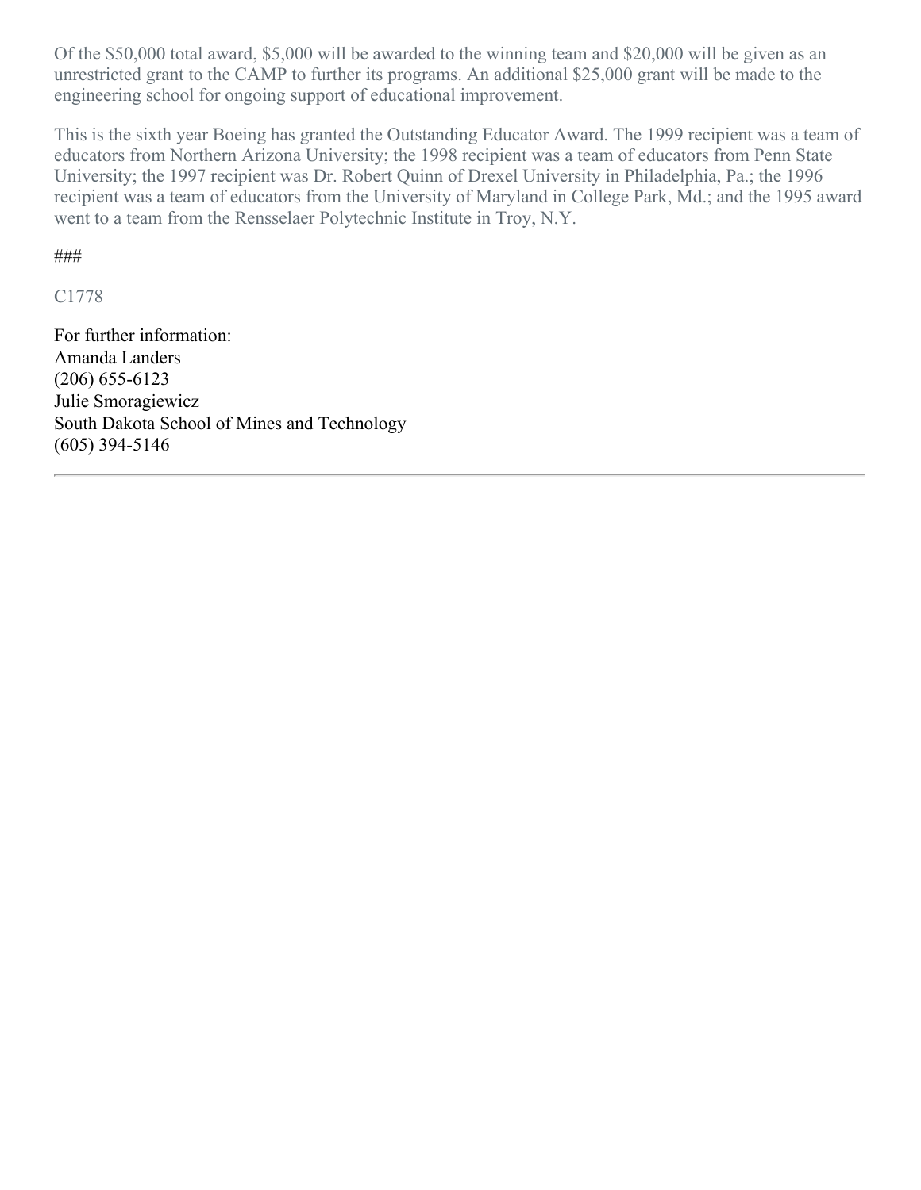Of the $50,000 total award, $5,000 will be awarded to the winning team and $20,000 will be given as an unrestricted grant to the CAMP to further its programs. An additional $25,000 grant will be made to the engineering school for ongoing support of educational improvement.

This is the sixth year Boeing has granted the Outstanding Educator Award. The 1999 recipient was a team of educators from Northern Arizona University; the 1998 recipient was a team of educators from Penn State University; the 1997 recipient was Dr. Robert Quinn of Drexel University in Philadelphia, Pa.; the 1996 recipient was a team of educators from the University of Maryland in College Park, Md.; and the 1995 award went to a team from the Rensselaer Polytechnic Institute in Troy, N.Y.

###

C1778

For further information:  
Amanda Landers  
(206) 655-6123  
Julie Smoragiewicz  
South Dakota School of Mines and Technology  
(605) 394-5146

---